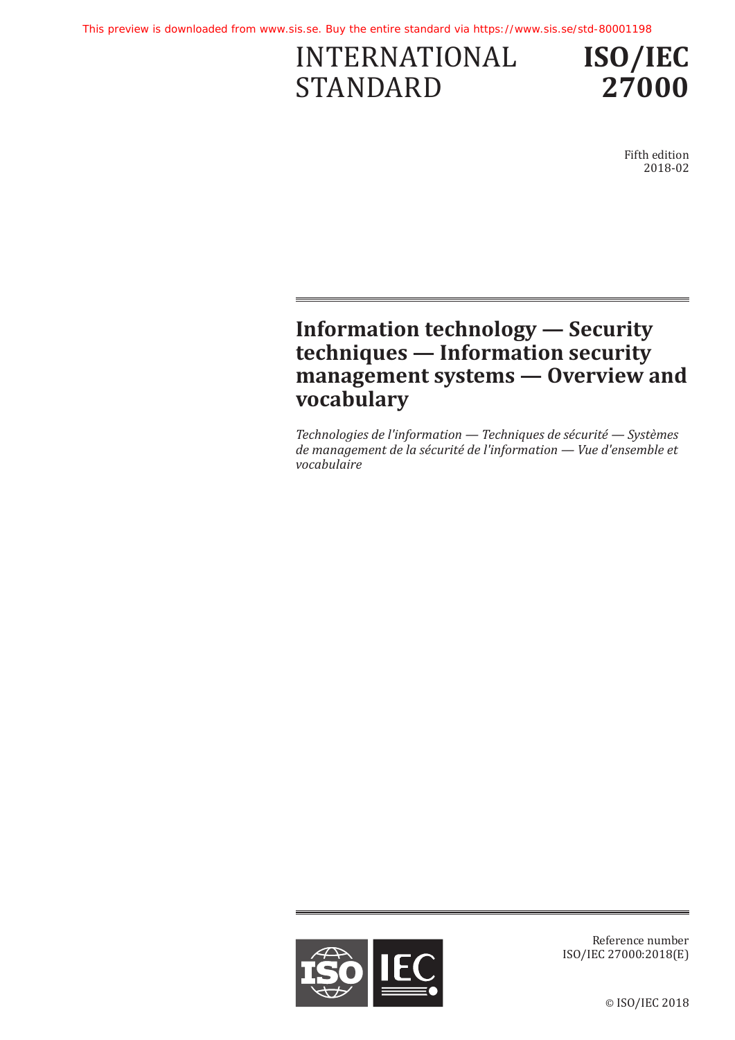INTERNATIONAL STANDARD

**ISO/IEC 27000**

Fifth edition
2018-02

# Information technology — Security techniques — Information security management systems — Overview and vocabulary

*Technologies de l'information — Techniques de sécurité — Systèmes de management de la sécurité de l'information — Vue d'ensemble et vocabulaire*

Reference number
ISO/IEC 27000:2018(E)

© ISO/IEC 2018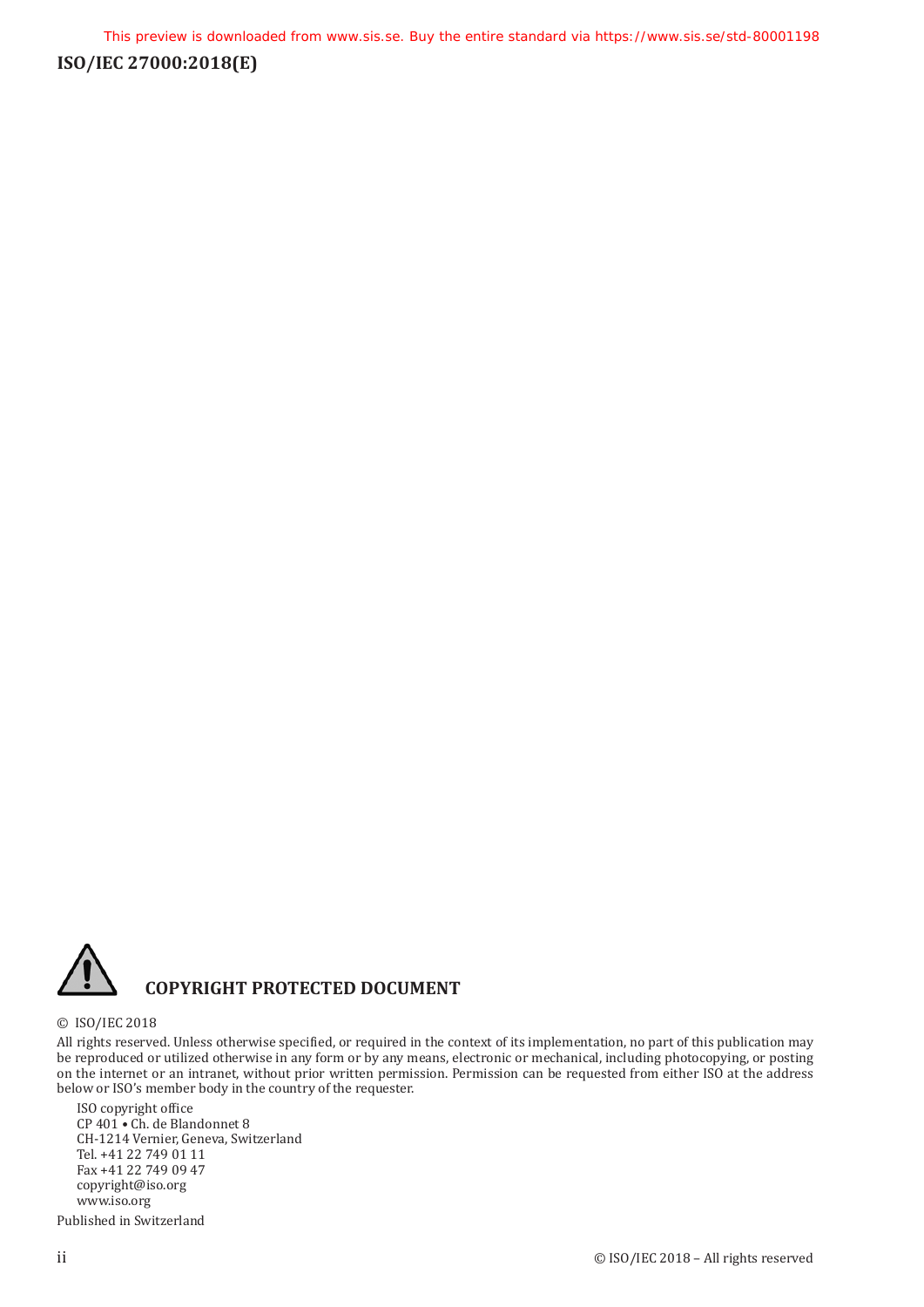## COPYRIGHT PROTECTED DOCUMENT

© ISO/IEC 2018

All rights reserved. Unless otherwise specified, or required in the context of its implementation, no part of this publication may be reproduced or utilized otherwise in any form or by any means, electronic or mechanical, including photocopying, or posting on the internet or an intranet, without prior written permission. Permission can be requested from either ISO at the address below or ISO's member body in the country of the requester.

ISO copyright office
CP 401 • Ch. de Blandonnet 8
CH-1214 Vernier, Geneva, Switzerland
Tel. +41 22 749 01 11
Fax +41 22 749 09 47
copyright@iso.org
www.iso.org

Published in Switzerland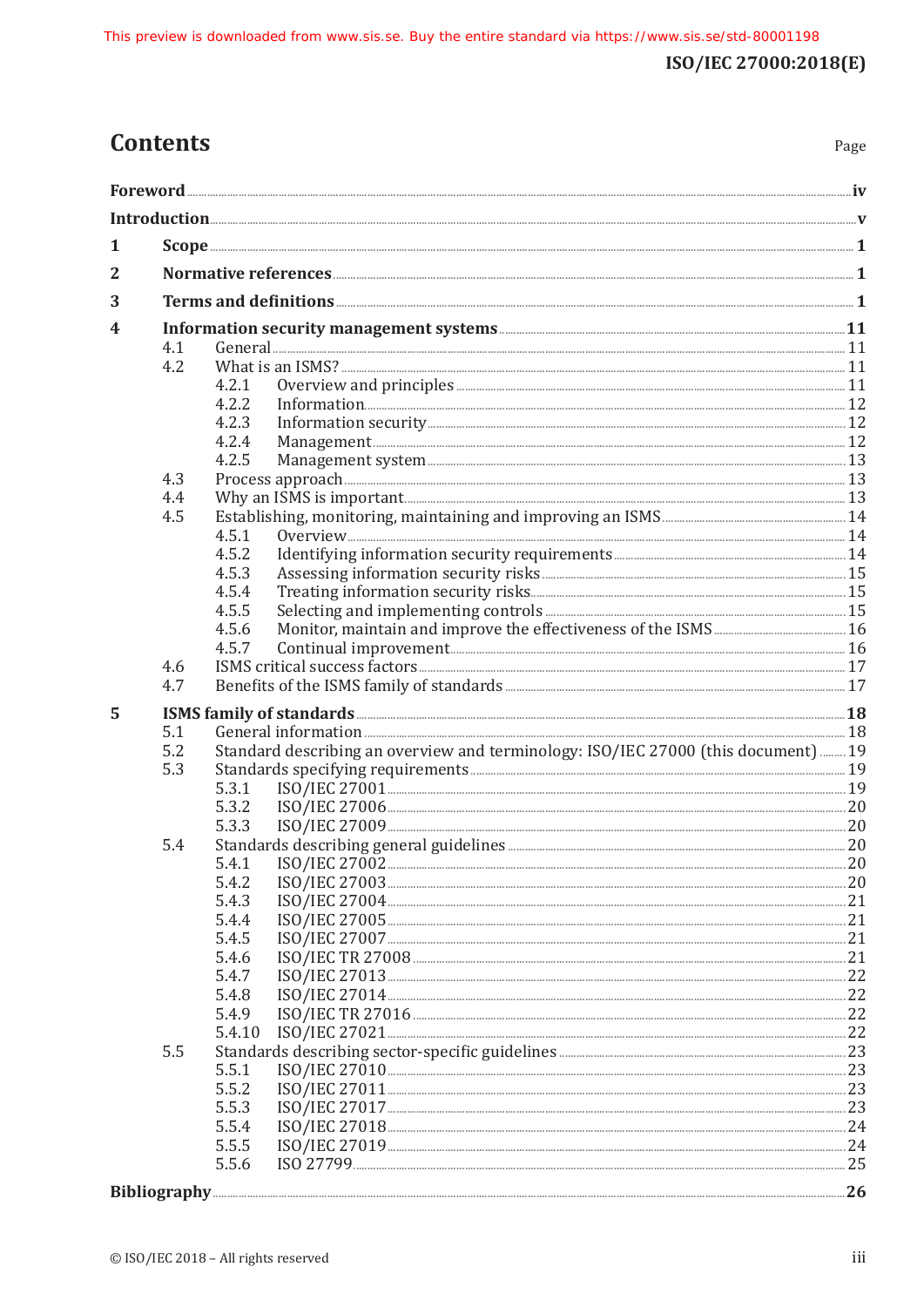# Contents

Page

**Foreword** .......... **iv**

**Introduction** .......... **v**

**1 Scope** .......... **1**

**2 Normative references** .......... **1**

**3 Terms and definitions** .......... **1**

**4 Information security management systems** .......... **11**

- 4.1 General .......... 11
- 4.2 What is an ISMS? .......... 11
  - 4.2.1 Overview and principles .......... 11
  - 4.2.2 Information .......... 12
  - 4.2.3 Information security .......... 12
  - 4.2.4 Management .......... 12
  - 4.2.5 Management system .......... 13
- 4.3 Process approach .......... 13
- 4.4 Why an ISMS is important .......... 13
- 4.5 Establishing, monitoring, maintaining and improving an ISMS .......... 14
  - 4.5.1 Overview .......... 14
  - 4.5.2 Identifying information security requirements .......... 14
  - 4.5.3 Assessing information security risks .......... 15
  - 4.5.4 Treating information security risks .......... 15
  - 4.5.5 Selecting and implementing controls .......... 15
  - 4.5.6 Monitor, maintain and improve the effectiveness of the ISMS .......... 16
  - 4.5.7 Continual improvement .......... 16
- 4.6 ISMS critical success factors .......... 17
- 4.7 Benefits of the ISMS family of standards .......... 17

**5 ISMS family of standards** .......... **18**

- 5.1 General information .......... 18
- 5.2 Standard describing an overview and terminology: ISO/IEC 27000 (this document) .......... 19
- 5.3 Standards specifying requirements .......... 19
  - 5.3.1 ISO/IEC 27001 .......... 19
  - 5.3.2 ISO/IEC 27006 .......... 20
  - 5.3.3 ISO/IEC 27009 .......... 20
- 5.4 Standards describing general guidelines .......... 20
  - 5.4.1 ISO/IEC 27002 .......... 20
  - 5.4.2 ISO/IEC 27003 .......... 20
  - 5.4.3 ISO/IEC 27004 .......... 21
  - 5.4.4 ISO/IEC 27005 .......... 21
  - 5.4.5 ISO/IEC 27007 .......... 21
  - 5.4.6 ISO/IEC TR 27008 .......... 21
  - 5.4.7 ISO/IEC 27013 .......... 22
  - 5.4.8 ISO/IEC 27014 .......... 22
  - 5.4.9 ISO/IEC TR 27016 .......... 22
  - 5.4.10 ISO/IEC 27021 .......... 22
- 5.5 Standards describing sector-specific guidelines .......... 23
  - 5.5.1 ISO/IEC 27010 .......... 23
  - 5.5.2 ISO/IEC 27011 .......... 23
  - 5.5.3 ISO/IEC 27017 .......... 23
  - 5.5.4 ISO/IEC 27018 .......... 24
  - 5.5.5 ISO/IEC 27019 .......... 24
  - 5.5.6 ISO 27799 .......... 25

**Bibliography** .......... **26**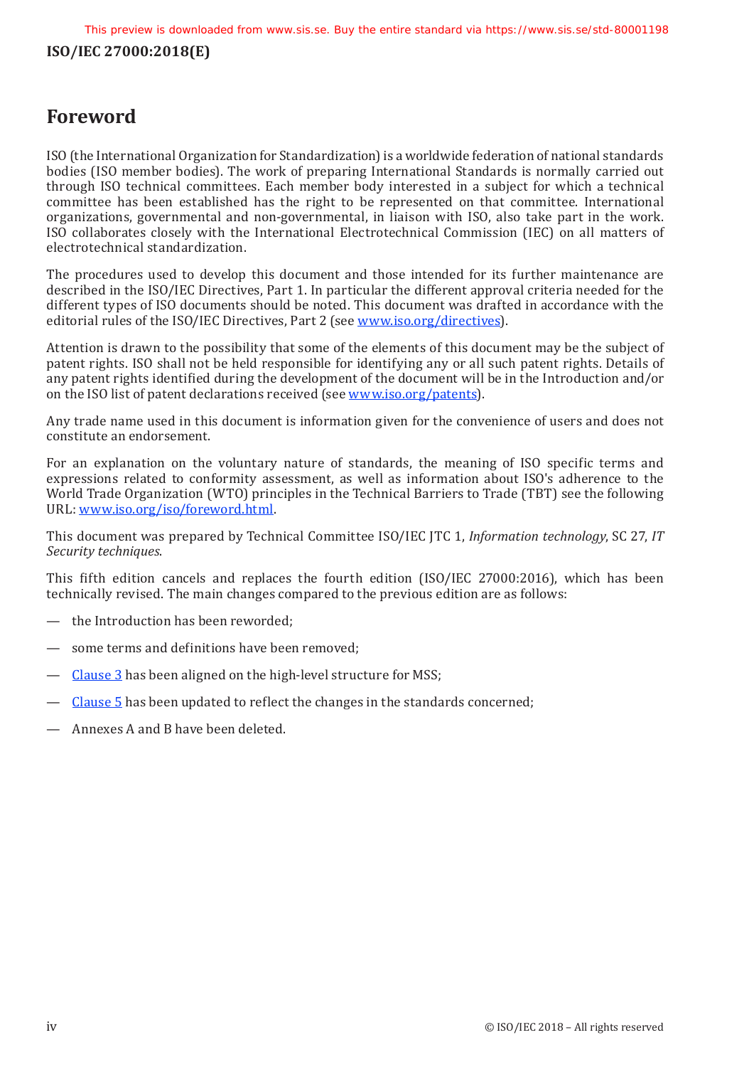# Foreword

ISO (the International Organization for Standardization) is a worldwide federation of national standards bodies (ISO member bodies). The work of preparing International Standards is normally carried out through ISO technical committees. Each member body interested in a subject for which a technical committee has been established has the right to be represented on that committee. International organizations, governmental and non-governmental, in liaison with ISO, also take part in the work. ISO collaborates closely with the International Electrotechnical Commission (IEC) on all matters of electrotechnical standardization.

The procedures used to develop this document and those intended for its further maintenance are described in the ISO/IEC Directives, Part 1. In particular the different approval criteria needed for the different types of ISO documents should be noted. This document was drafted in accordance with the editorial rules of the ISO/IEC Directives, Part 2 (see www.iso.org/directives).

Attention is drawn to the possibility that some of the elements of this document may be the subject of patent rights. ISO shall not be held responsible for identifying any or all such patent rights. Details of any patent rights identified during the development of the document will be in the Introduction and/or on the ISO list of patent declarations received (see www.iso.org/patents).

Any trade name used in this document is information given for the convenience of users and does not constitute an endorsement.

For an explanation on the voluntary nature of standards, the meaning of ISO specific terms and expressions related to conformity assessment, as well as information about ISO's adherence to the World Trade Organization (WTO) principles in the Technical Barriers to Trade (TBT) see the following URL: www.iso.org/iso/foreword.html.

This document was prepared by Technical Committee ISO/IEC JTC 1, *Information technology*, SC 27, *IT Security techniques*.

This fifth edition cancels and replaces the fourth edition (ISO/IEC 27000:2016), which has been technically revised. The main changes compared to the previous edition are as follows:

— the Introduction has been reworded;

— some terms and definitions have been removed;

— Clause 3 has been aligned on the high-level structure for MSS;

— Clause 5 has been updated to reflect the changes in the standards concerned;

— Annexes A and B have been deleted.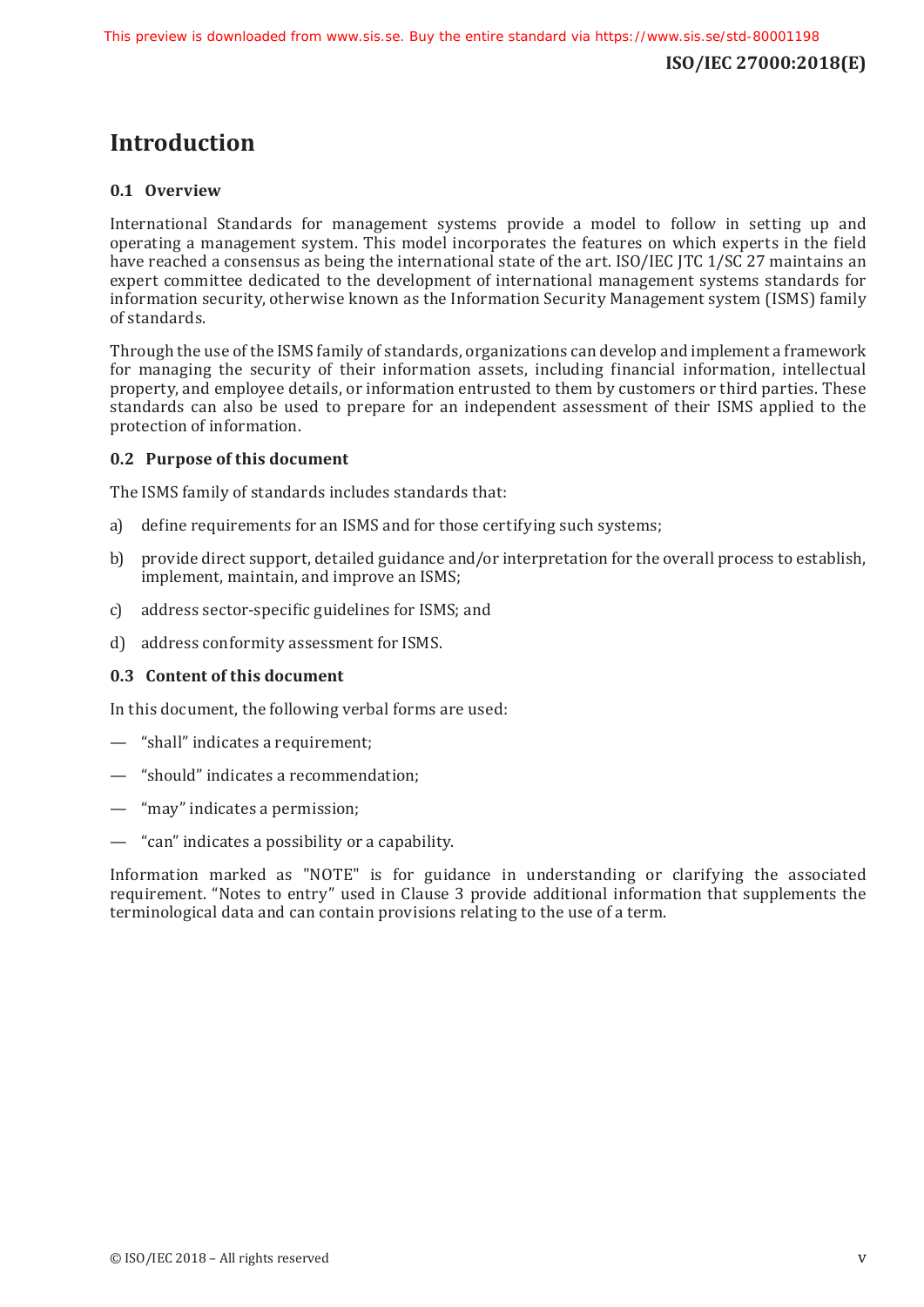# Introduction

## 0.1 Overview

International Standards for management systems provide a model to follow in setting up and operating a management system. This model incorporates the features on which experts in the field have reached a consensus as being the international state of the art. ISO/IEC JTC 1/SC 27 maintains an expert committee dedicated to the development of international management systems standards for information security, otherwise known as the Information Security Management system (ISMS) family of standards.

Through the use of the ISMS family of standards, organizations can develop and implement a framework for managing the security of their information assets, including financial information, intellectual property, and employee details, or information entrusted to them by customers or third parties. These standards can also be used to prepare for an independent assessment of their ISMS applied to the protection of information.

## 0.2 Purpose of this document

The ISMS family of standards includes standards that:

a) define requirements for an ISMS and for those certifying such systems;

b) provide direct support, detailed guidance and/or interpretation for the overall process to establish, implement, maintain, and improve an ISMS;

c) address sector-specific guidelines for ISMS; and

d) address conformity assessment for ISMS.

## 0.3 Content of this document

In this document, the following verbal forms are used:

— "shall" indicates a requirement;

— "should" indicates a recommendation;

— "may" indicates a permission;

— "can" indicates a possibility or a capability.

Information marked as "NOTE" is for guidance in understanding or clarifying the associated requirement. "Notes to entry" used in Clause 3 provide additional information that supplements the terminological data and can contain provisions relating to the use of a term.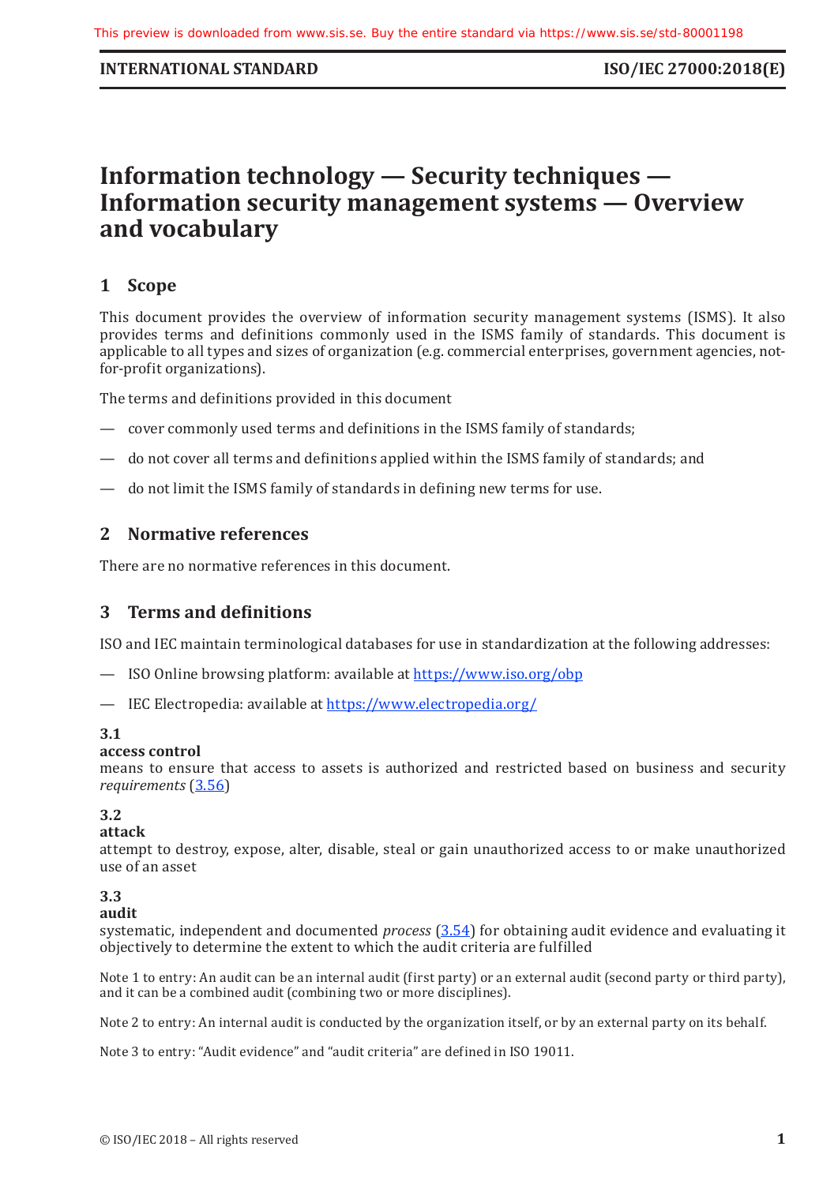# Information technology — Security techniques — Information security management systems — Overview and vocabulary

## 1 Scope

This document provides the overview of information security management systems (ISMS). It also provides terms and definitions commonly used in the ISMS family of standards. This document is applicable to all types and sizes of organization (e.g. commercial enterprises, government agencies, not-for-profit organizations).

The terms and definitions provided in this document

— cover commonly used terms and definitions in the ISMS family of standards;

— do not cover all terms and definitions applied within the ISMS family of standards; and

— do not limit the ISMS family of standards in defining new terms for use.

## 2 Normative references

There are no normative references in this document.

## 3 Terms and definitions

ISO and IEC maintain terminological databases for use in standardization at the following addresses:

— ISO Online browsing platform: available at https://www.iso.org/obp

— IEC Electropedia: available at https://www.electropedia.org/

**3.1**
**access control**
means to ensure that access to assets is authorized and restricted based on business and security *requirements* (3.56)

**3.2**
**attack**
attempt to destroy, expose, alter, disable, steal or gain unauthorized access to or make unauthorized use of an asset

**3.3**
**audit**
systematic, independent and documented *process* (3.54) for obtaining audit evidence and evaluating it objectively to determine the extent to which the audit criteria are fulfilled

Note 1 to entry: An audit can be an internal audit (first party) or an external audit (second party or third party), and it can be a combined audit (combining two or more disciplines).

Note 2 to entry: An internal audit is conducted by the organization itself, or by an external party on its behalf.

Note 3 to entry: "Audit evidence" and "audit criteria" are defined in ISO 19011.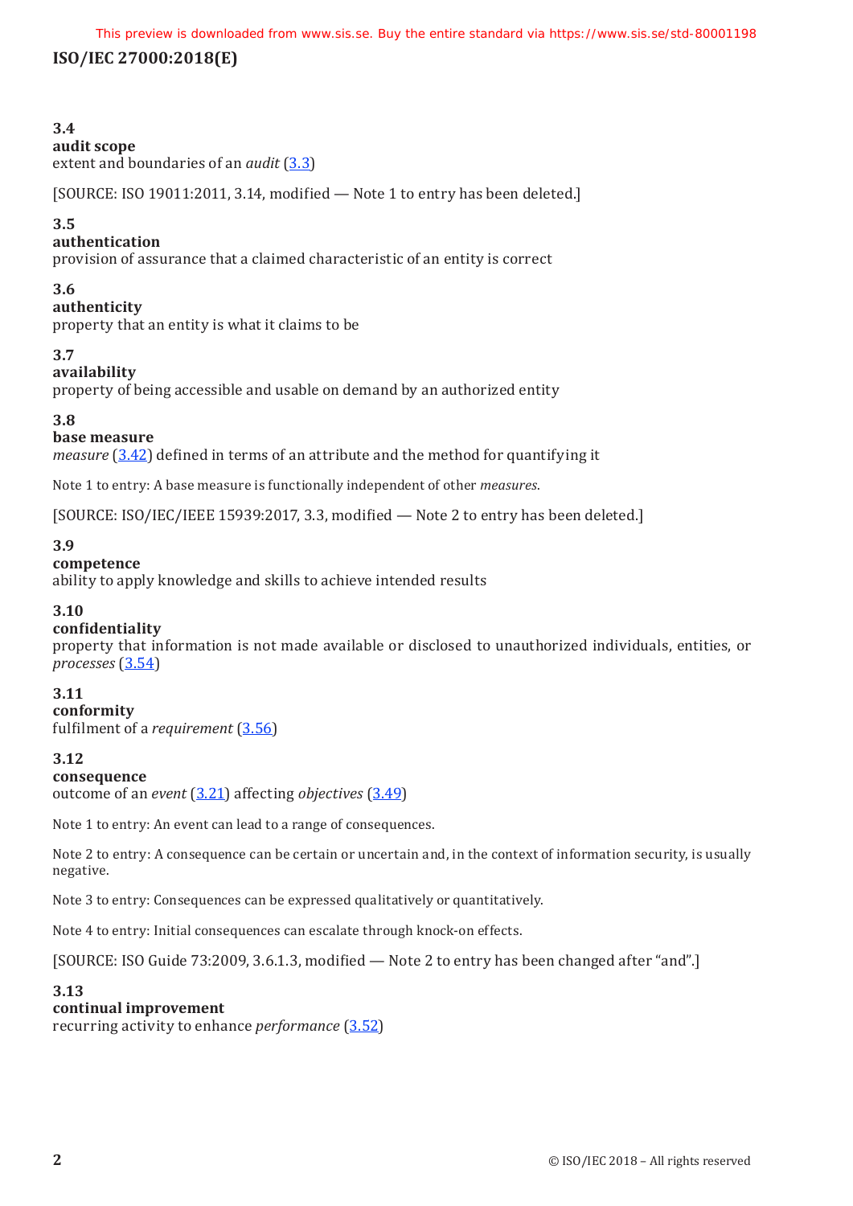**3.4**
**audit scope**
extent and boundaries of an *audit* (3.3)

[SOURCE: ISO 19011:2011, 3.14, modified — Note 1 to entry has been deleted.]

**3.5**
**authentication**
provision of assurance that a claimed characteristic of an entity is correct

**3.6**
**authenticity**
property that an entity is what it claims to be

**3.7**
**availability**
property of being accessible and usable on demand by an authorized entity

**3.8**
**base measure**
*measure* (3.42) defined in terms of an attribute and the method for quantifying it

Note 1 to entry: A base measure is functionally independent of other *measures*.

[SOURCE: ISO/IEC/IEEE 15939:2017, 3.3, modified — Note 2 to entry has been deleted.]

**3.9**
**competence**
ability to apply knowledge and skills to achieve intended results

**3.10**
**confidentiality**
property that information is not made available or disclosed to unauthorized individuals, entities, or *processes* (3.54)

**3.11**
**conformity**
fulfilment of a *requirement* (3.56)

**3.12**
**consequence**
outcome of an *event* (3.21) affecting *objectives* (3.49)

Note 1 to entry: An event can lead to a range of consequences.

Note 2 to entry: A consequence can be certain or uncertain and, in the context of information security, is usually negative.

Note 3 to entry: Consequences can be expressed qualitatively or quantitatively.

Note 4 to entry: Initial consequences can escalate through knock-on effects.

[SOURCE: ISO Guide 73:2009, 3.6.1.3, modified — Note 2 to entry has been changed after "and".]

**3.13**
**continual improvement**
recurring activity to enhance *performance* (3.52)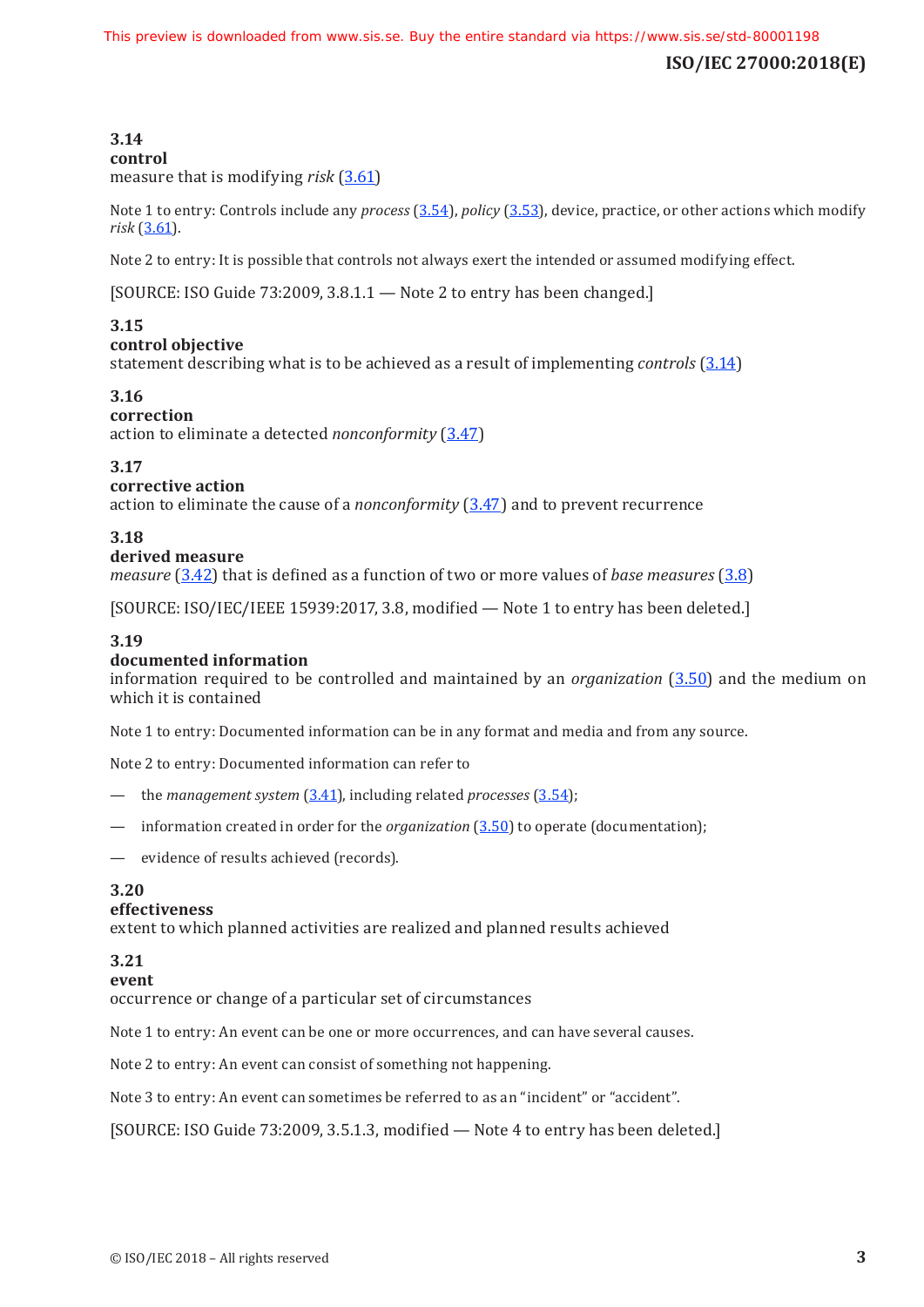### 3.14
**control**
measure that is modifying *risk* (3.61)

Note 1 to entry: Controls include any *process* (3.54), *policy* (3.53), device, practice, or other actions which modify *risk* (3.61).

Note 2 to entry: It is possible that controls not always exert the intended or assumed modifying effect.

[SOURCE: ISO Guide 73:2009, 3.8.1.1 — Note 2 to entry has been changed.]

### 3.15
**control objective**
statement describing what is to be achieved as a result of implementing *controls* (3.14)

### 3.16
**correction**
action to eliminate a detected *nonconformity* (3.47)

### 3.17
**corrective action**
action to eliminate the cause of a *nonconformity* (3.47) and to prevent recurrence

### 3.18
**derived measure**
*measure* (3.42) that is defined as a function of two or more values of *base measures* (3.8)

[SOURCE: ISO/IEC/IEEE 15939:2017, 3.8, modified — Note 1 to entry has been deleted.]

### 3.19
**documented information**
information required to be controlled and maintained by an *organization* (3.50) and the medium on which it is contained

Note 1 to entry: Documented information can be in any format and media and from any source.

Note 2 to entry: Documented information can refer to

— the *management system* (3.41), including related *processes* (3.54);

— information created in order for the *organization* (3.50) to operate (documentation);

— evidence of results achieved (records).

### 3.20
**effectiveness**
extent to which planned activities are realized and planned results achieved

### 3.21
**event**
occurrence or change of a particular set of circumstances

Note 1 to entry: An event can be one or more occurrences, and can have several causes.

Note 2 to entry: An event can consist of something not happening.

Note 3 to entry: An event can sometimes be referred to as an "incident" or "accident".

[SOURCE: ISO Guide 73:2009, 3.5.1.3, modified — Note 4 to entry has been deleted.]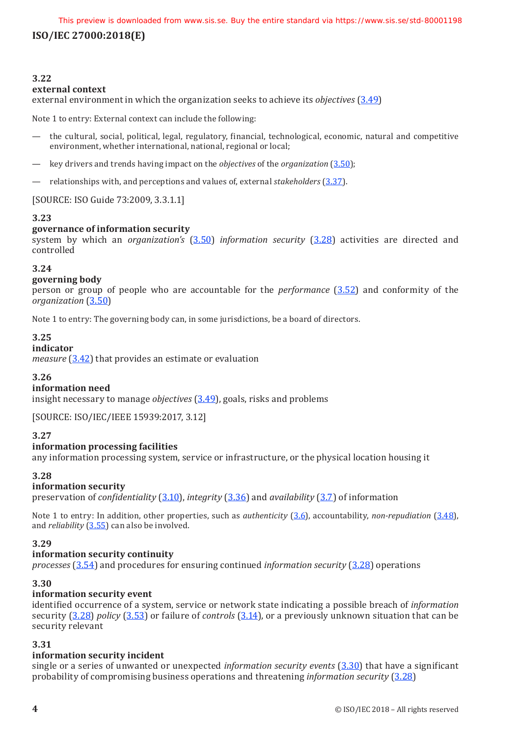### 3.22

**external context**

external environment in which the organization seeks to achieve its *objectives* (3.49)

Note 1 to entry: External context can include the following:

— the cultural, social, political, legal, regulatory, financial, technological, economic, natural and competitive environment, whether international, national, regional or local;

— key drivers and trends having impact on the *objectives* of the *organization* (3.50);

— relationships with, and perceptions and values of, external *stakeholders* (3.37).

[SOURCE: ISO Guide 73:2009, 3.3.1.1]

### 3.23

**governance of information security**

system by which an *organization's* (3.50) *information security* (3.28) activities are directed and controlled

### 3.24

**governing body**

person or group of people who are accountable for the *performance* (3.52) and conformity of the *organization* (3.50)

Note 1 to entry: The governing body can, in some jurisdictions, be a board of directors.

### 3.25

**indicator**

*measure* (3.42) that provides an estimate or evaluation

### 3.26

**information need**

insight necessary to manage *objectives* (3.49), goals, risks and problems

[SOURCE: ISO/IEC/IEEE 15939:2017, 3.12]

### 3.27

**information processing facilities**

any information processing system, service or infrastructure, or the physical location housing it

### 3.28

**information security**

preservation of *confidentiality* (3.10), *integrity* (3.36) and *availability* (3.7) of information

Note 1 to entry: In addition, other properties, such as *authenticity* (3.6), accountability, *non-repudiation* (3.48), and *reliability* (3.55) can also be involved.

### 3.29

**information security continuity**

*processes* (3.54) and procedures for ensuring continued *information security* (3.28) operations

### 3.30

**information security event**

identified occurrence of a system, service or network state indicating a possible breach of *information* security (3.28) *policy* (3.53) or failure of *controls* (3.14), or a previously unknown situation that can be security relevant

### 3.31

**information security incident**

single or a series of unwanted or unexpected *information security events* (3.30) that have a significant probability of compromising business operations and threatening *information security* (3.28)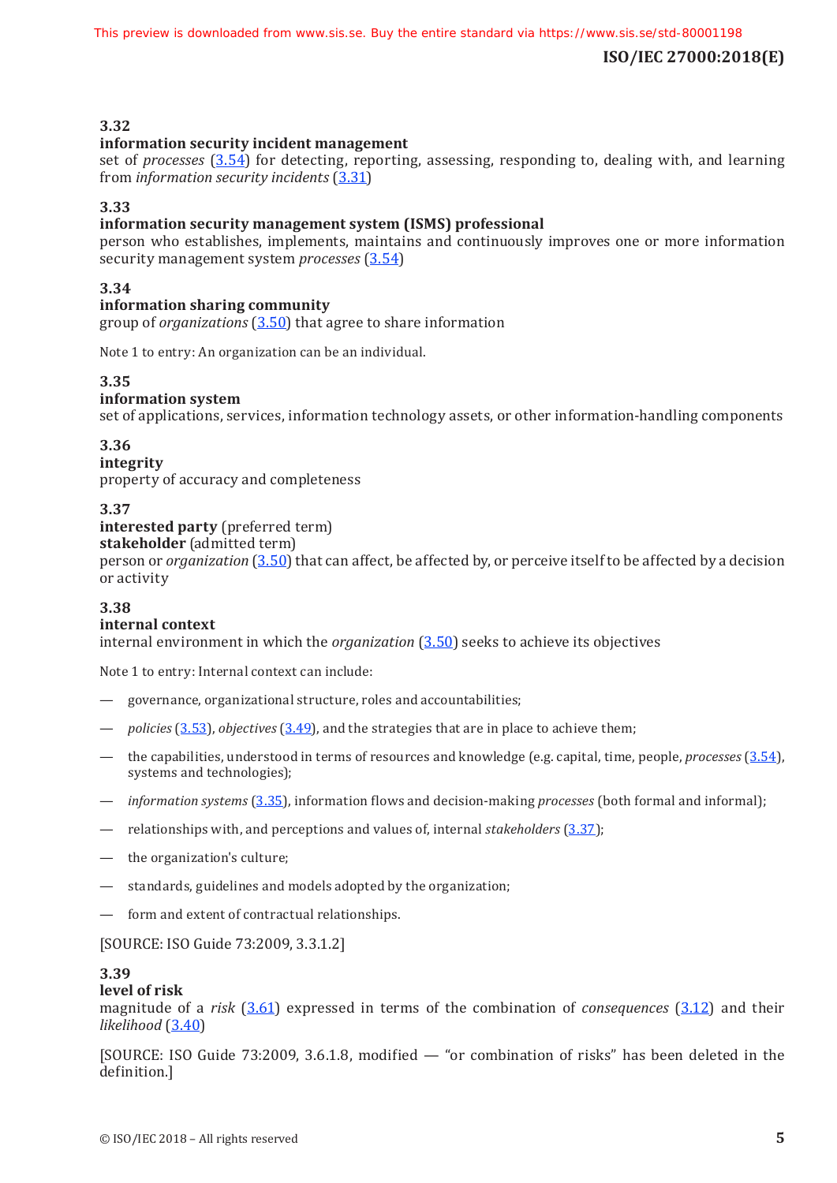### 3.32
**information security incident management**
set of *processes* (3.54) for detecting, reporting, assessing, responding to, dealing with, and learning from *information security incidents* (3.31)

### 3.33
**information security management system (ISMS) professional**
person who establishes, implements, maintains and continuously improves one or more information security management system *processes* (3.54)

### 3.34
**information sharing community**
group of *organizations* (3.50) that agree to share information

Note 1 to entry: An organization can be an individual.

### 3.35
**information system**
set of applications, services, information technology assets, or other information-handling components

### 3.36
**integrity**
property of accuracy and completeness

### 3.37
**interested party** (preferred term)
**stakeholder** (admitted term)
person or *organization* (3.50) that can affect, be affected by, or perceive itself to be affected by a decision or activity

### 3.38
**internal context**
internal environment in which the *organization* (3.50) seeks to achieve its objectives

Note 1 to entry: Internal context can include:

- governance, organizational structure, roles and accountabilities;
- *policies* (3.53), *objectives* (3.49), and the strategies that are in place to achieve them;
- the capabilities, understood in terms of resources and knowledge (e.g. capital, time, people, *processes* (3.54), systems and technologies);
- *information systems* (3.35), information flows and decision-making *processes* (both formal and informal);
- relationships with, and perceptions and values of, internal *stakeholders* (3.37);
- the organization's culture;
- standards, guidelines and models adopted by the organization;
- form and extent of contractual relationships.

[SOURCE: ISO Guide 73:2009, 3.3.1.2]

### 3.39
**level of risk**
magnitude of a *risk* (3.61) expressed in terms of the combination of *consequences* (3.12) and their *likelihood* (3.40)

[SOURCE: ISO Guide 73:2009, 3.6.1.8, modified — "or combination of risks" has been deleted in the definition.]